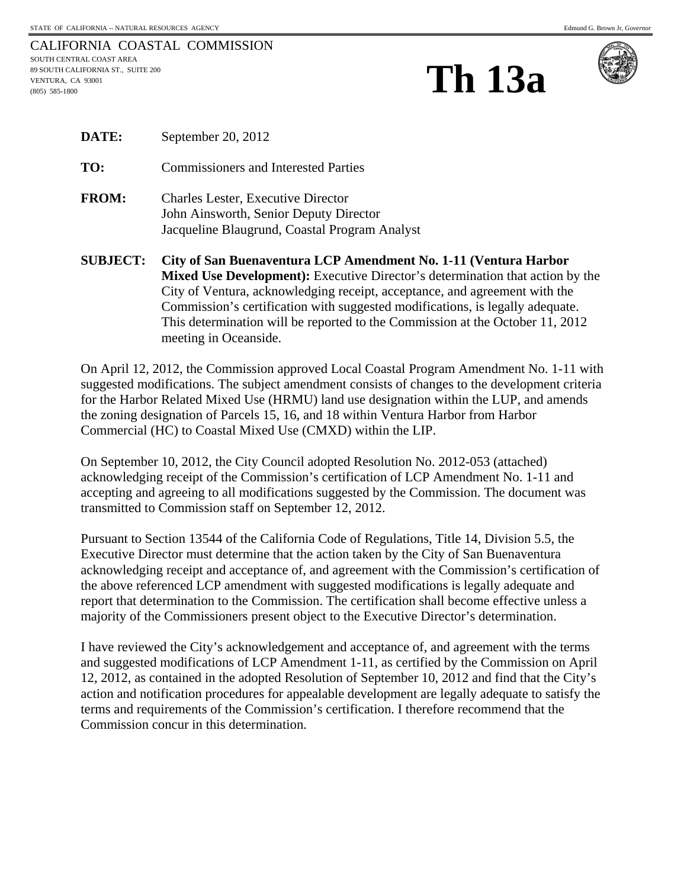STATE OF CALIFORNIA -- NATURAL RESOURCES AGENCY Edmund G. Brown Jr, *Governor*

CALIFORNIA COASTAL COMMISSION
SOUTH CENTRAL COAST AREA
89 SOUTH CALIFORNIA ST., SUITE 200
VENTURA, CA 93001
(805) 585-1800

# Th 13a

**DATE:** September 20, 2012

**TO:** Commissioners and Interested Parties

**FROM:** Charles Lester, Executive Director
John Ainsworth, Senior Deputy Director
Jacqueline Blaugrund, Coastal Program Analyst

**SUBJECT: City of San Buenaventura LCP Amendment No. 1-11 (Ventura Harbor Mixed Use Development):** Executive Director's determination that action by the City of Ventura, acknowledging receipt, acceptance, and agreement with the Commission's certification with suggested modifications, is legally adequate. This determination will be reported to the Commission at the October 11, 2012 meeting in Oceanside.

On April 12, 2012, the Commission approved Local Coastal Program Amendment No. 1-11 with suggested modifications. The subject amendment consists of changes to the development criteria for the Harbor Related Mixed Use (HRMU) land use designation within the LUP, and amends the zoning designation of Parcels 15, 16, and 18 within Ventura Harbor from Harbor Commercial (HC) to Coastal Mixed Use (CMXD) within the LIP.

On September 10, 2012, the City Council adopted Resolution No. 2012-053 (attached) acknowledging receipt of the Commission's certification of LCP Amendment No. 1-11 and accepting and agreeing to all modifications suggested by the Commission. The document was transmitted to Commission staff on September 12, 2012.

Pursuant to Section 13544 of the California Code of Regulations, Title 14, Division 5.5, the Executive Director must determine that the action taken by the City of San Buenaventura acknowledging receipt and acceptance of, and agreement with the Commission's certification of the above referenced LCP amendment with suggested modifications is legally adequate and report that determination to the Commission. The certification shall become effective unless a majority of the Commissioners present object to the Executive Director's determination.

I have reviewed the City's acknowledgement and acceptance of, and agreement with the terms and suggested modifications of LCP Amendment 1-11, as certified by the Commission on April 12, 2012, as contained in the adopted Resolution of September 10, 2012 and find that the City's action and notification procedures for appealable development are legally adequate to satisfy the terms and requirements of the Commission's certification. I therefore recommend that the Commission concur in this determination.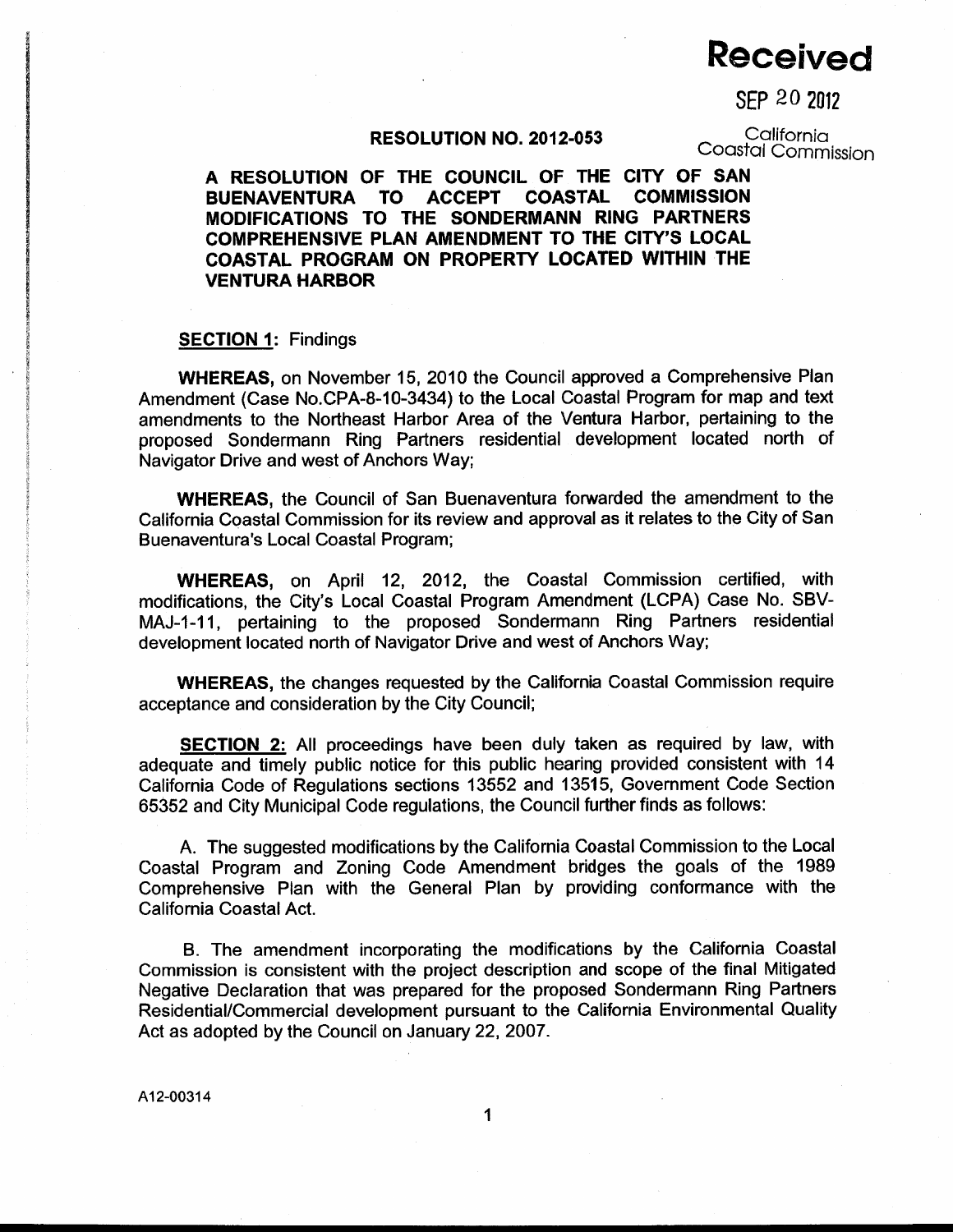# Received

SEP 20 2012

California Coastal Commission

**RESOLUTION NO. 2012-053**

**A RESOLUTION OF THE COUNCIL OF THE CITY OF SAN BUENAVENTURA TO ACCEPT COASTAL COMMISSION MODIFICATIONS TO THE SONDERMANN RING PARTNERS COMPREHENSIVE PLAN AMENDMENT TO THE CITY'S LOCAL COASTAL PROGRAM ON PROPERTY LOCATED WITHIN THE VENTURA HARBOR**

**SECTION 1:** Findings

**WHEREAS,** on November 15, 2010 the Council approved a Comprehensive Plan Amendment (Case No.CPA-8-10-3434) to the Local Coastal Program for map and text amendments to the Northeast Harbor Area of the Ventura Harbor, pertaining to the proposed Sondermann Ring Partners residential development located north of Navigator Drive and west of Anchors Way;

**WHEREAS,** the Council of San Buenaventura forwarded the amendment to the California Coastal Commission for its review and approval as it relates to the City of San Buenaventura's Local Coastal Program;

**WHEREAS,** on April 12, 2012, the Coastal Commission certified, with modifications, the City's Local Coastal Program Amendment (LCPA) Case No. SBV-MAJ-1-11, pertaining to the proposed Sondermann Ring Partners residential development located north of Navigator Drive and west of Anchors Way;

**WHEREAS,** the changes requested by the California Coastal Commission require acceptance and consideration by the City Council;

**SECTION 2:** All proceedings have been duly taken as required by law, with adequate and timely public notice for this public hearing provided consistent with 14 California Code of Regulations sections 13552 and 13515, Government Code Section 65352 and City Municipal Code regulations, the Council further finds as follows:

A. The suggested modifications by the California Coastal Commission to the Local Coastal Program and Zoning Code Amendment bridges the goals of the 1989 Comprehensive Plan with the General Plan by providing conformance with the California Coastal Act.

B. The amendment incorporating the modifications by the California Coastal Commission is consistent with the project description and scope of the final Mitigated Negative Declaration that was prepared for the proposed Sondermann Ring Partners Residential/Commercial development pursuant to the California Environmental Quality Act as adopted by the Council on January 22, 2007.

A12-00314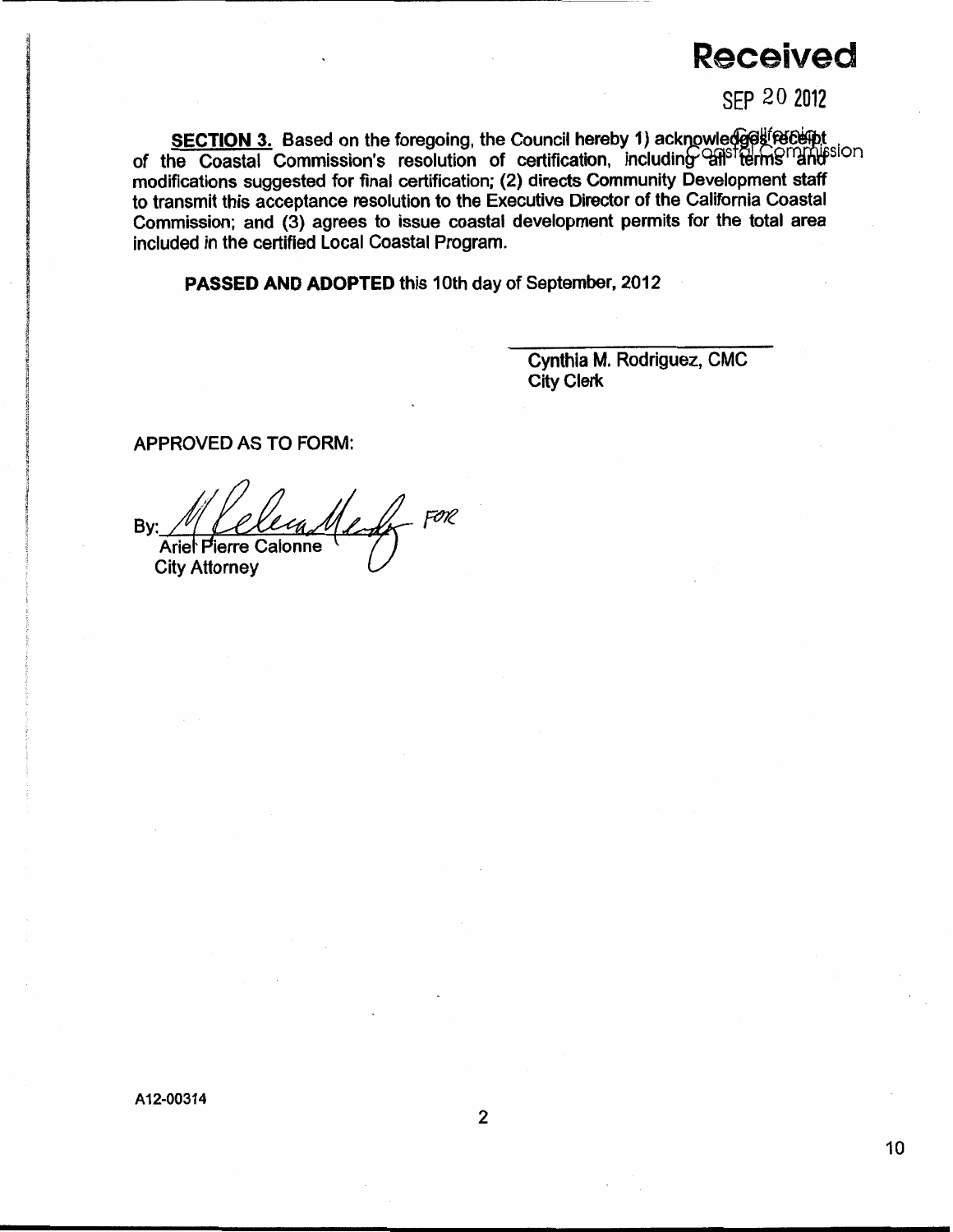**Received**

SEP 20 2012

California Coastal Commission

**<u>SECTION 3.</u>** Based on the foregoing, the Council hereby 1) acknowledges receipt of the Coastal Commission's resolution of certification, including all terms and modifications suggested for final certification; (2) directs Community Development staff to transmit this acceptance resolution to the Executive Director of the California Coastal Commission; and (3) agrees to issue coastal development permits for the total area included in the certified Local Coastal Program.

**PASSED AND ADOPTED** this 10th day of September, 2012

Cynthia M. Rodriguez, CMC
City Clerk

APPROVED AS TO FORM:

By: ____________________ FOR
Ariel Pierre Calonne
City Attorney

A12-00314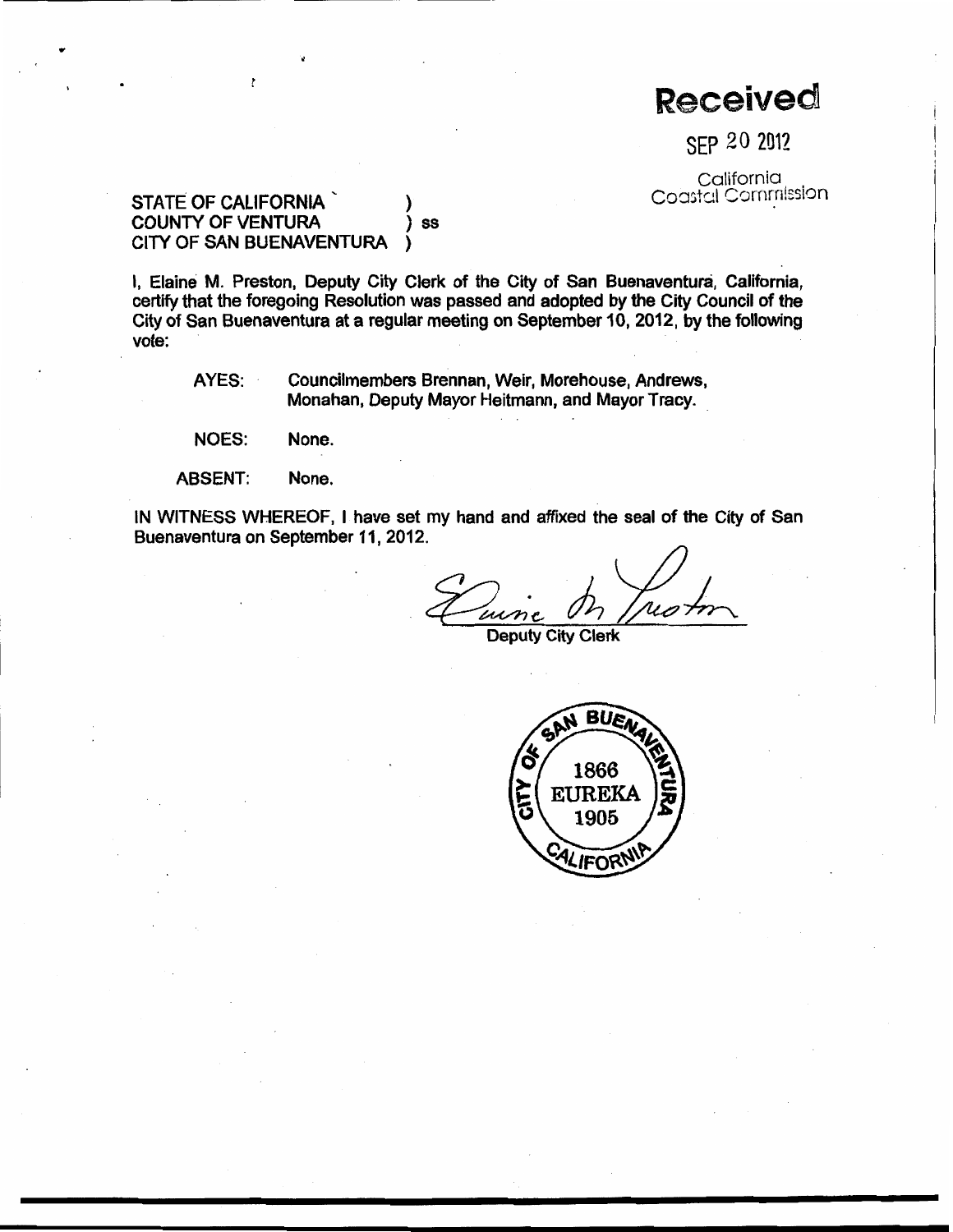**Received**

SEP 20 2012

California
Coastal Commission

STATE OF CALIFORNIA )
COUNTY OF VENTURA ) ss
CITY OF SAN BUENAVENTURA )

I, Elaine M. Preston, Deputy City Clerk of the City of San Buenaventura, California, certify that the foregoing Resolution was passed and adopted by the City Council of the City of San Buenaventura at a regular meeting on September 10, 2012, by the following vote:

| | |
|---|---|
| AYES: | Councilmembers Brennan, Weir, Morehouse, Andrews, Monahan, Deputy Mayor Heitmann, and Mayor Tracy. |
| NOES: | None. |
| ABSENT: | None. |

IN WITNESS WHEREOF, I have set my hand and affixed the seal of the City of San Buenaventura on September 11, 2012.

Elaine M. Preston

Deputy City Clerk

CITY OF SAN BUENAVENTURA
1866
EUREKA
1905
CALIFORNIA